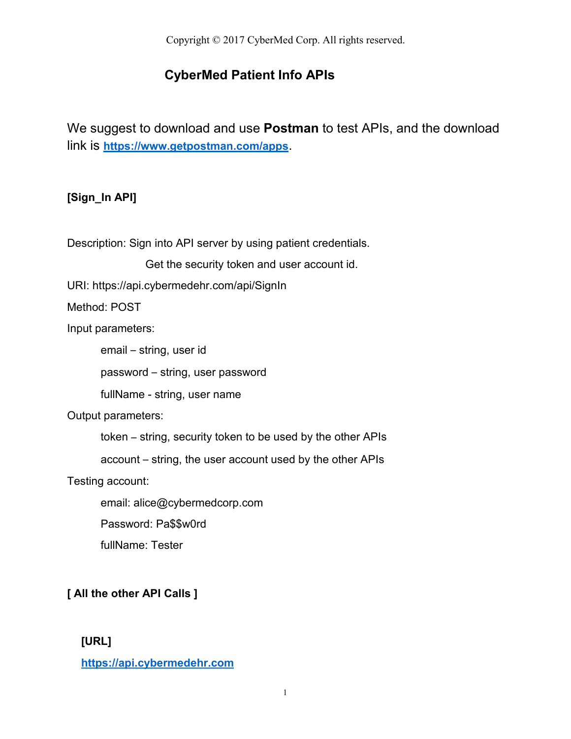Copyright © 2017 CyberMed Corp. All rights reserved.

# CyberMed Patient Info APIs

We suggest to download and use **Postman** to test APIs, and the download link is **[https://www.getpostman.com/apps](https://www.getpostman.com/apps)**.

**[Sign_In API]**

Description: Sign into API server by using patient credentials.

Get the security token and user account id.

URI: https://api.cybermedehr.com/api/SignIn

Method: POST

Input parameters:

- email – string, user id
- password – string, user password
- fullName - string, user name

Output parameters:

- token – string, security token to be used by the other APIs
- account – string, the user account used by the other APIs

Testing account:

- email: alice@cybermedcorp.com
- Password: Pa$$w0rd
- fullName: Tester

**[ All the other API Calls ]**

**[URL]**

**[https://api.cybermedehr.com](https://api.cybermedehr.com)**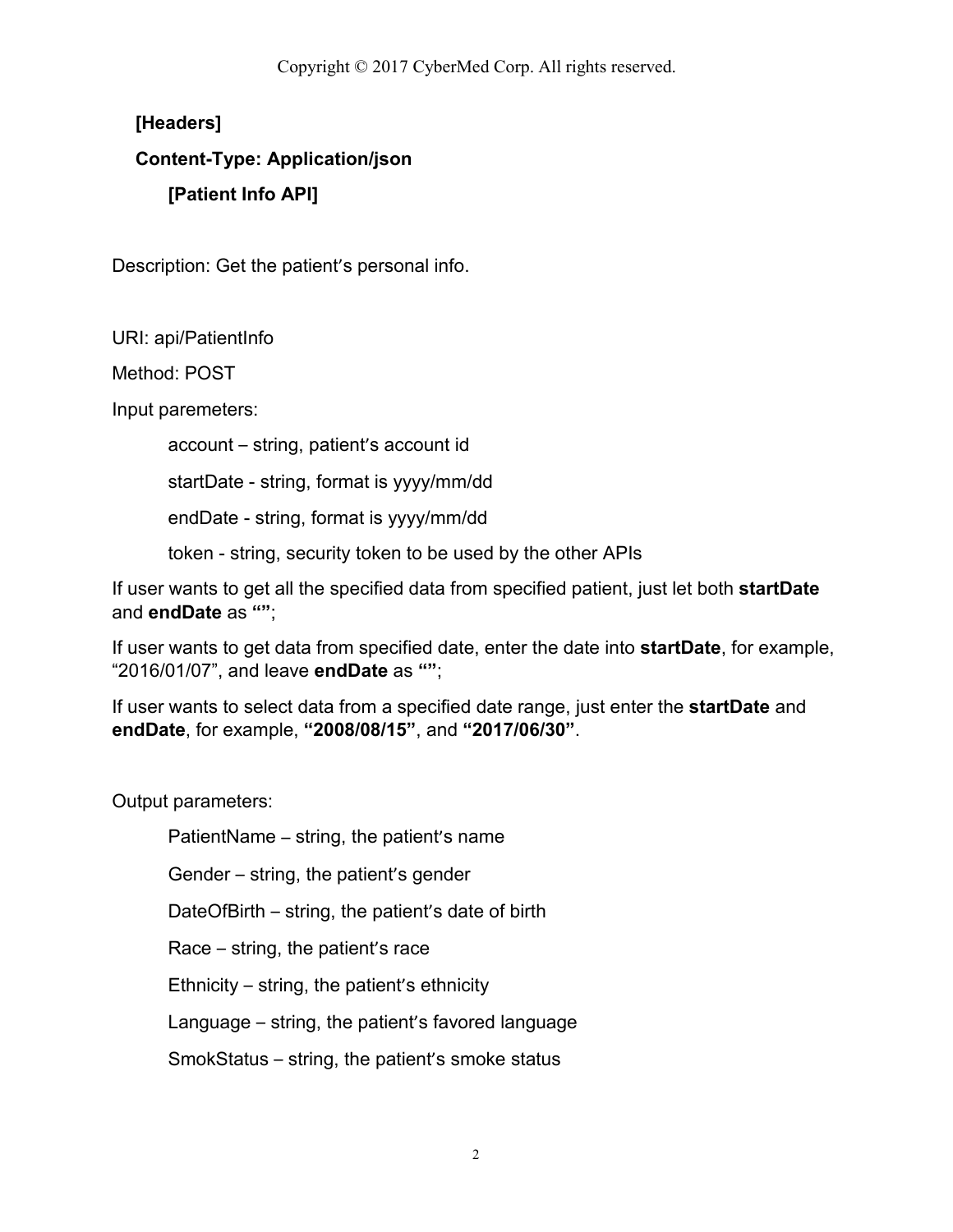**[Headers]**

**Content-Type: Application/json**

**[Patient Info API]**

Description: Get the patient's personal info.

URI: api/PatientInfo

Method: POST

Input paremeters:

account – string, patient's account id

startDate - string, format is yyyy/mm/dd

endDate - string, format is yyyy/mm/dd

token - string, security token to be used by the other APIs

If user wants to get all the specified data from specified patient, just let both **startDate** and **endDate** as **""**;

If user wants to get data from specified date, enter the date into **startDate**, for example, "2016/01/07", and leave **endDate** as **""**;

If user wants to select data from a specified date range, just enter the **startDate** and **endDate**, for example, **"2008/08/15"**, and **"2017/06/30"**.

Output parameters:

PatientName – string, the patient's name

Gender – string, the patient's gender

DateOfBirth – string, the patient's date of birth

Race – string, the patient's race

Ethnicity – string, the patient's ethnicity

Language – string, the patient's favored language

SmokStatus – string, the patient's smoke status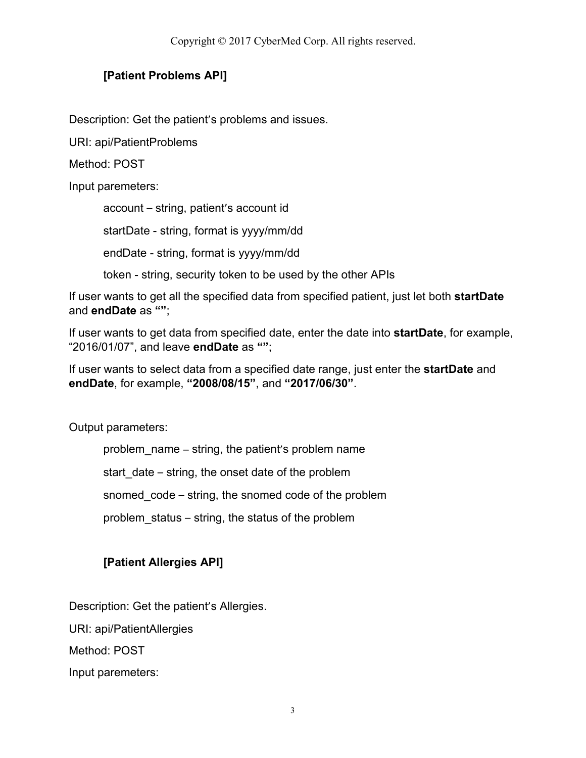### [Patient Problems API]

Description: Get the patient's problems and issues.

URI: api/PatientProblems

Method: POST

Input paremeters:

> account – string, patient's account id
>
> startDate - string, format is yyyy/mm/dd
>
> endDate - string, format is yyyy/mm/dd
>
> token - string, security token to be used by the other APIs

If user wants to get all the specified data from specified patient, just let both **startDate** and **endDate** as **“”**;

If user wants to get data from specified date, enter the date into **startDate**, for example, “2016/01/07”, and leave **endDate** as **“”**;

If user wants to select data from a specified date range, just enter the **startDate** and **endDate**, for example, **“2008/08/15”**, and **“2017/06/30”**.

Output parameters:

> problem_name – string, the patient's problem name
>
> start_date – string, the onset date of the problem
>
> snomed_code – string, the snomed code of the problem
>
> problem_status – string, the status of the problem

### [Patient Allergies API]

Description: Get the patient's Allergies.

URI: api/PatientAllergies

Method: POST

Input paremeters: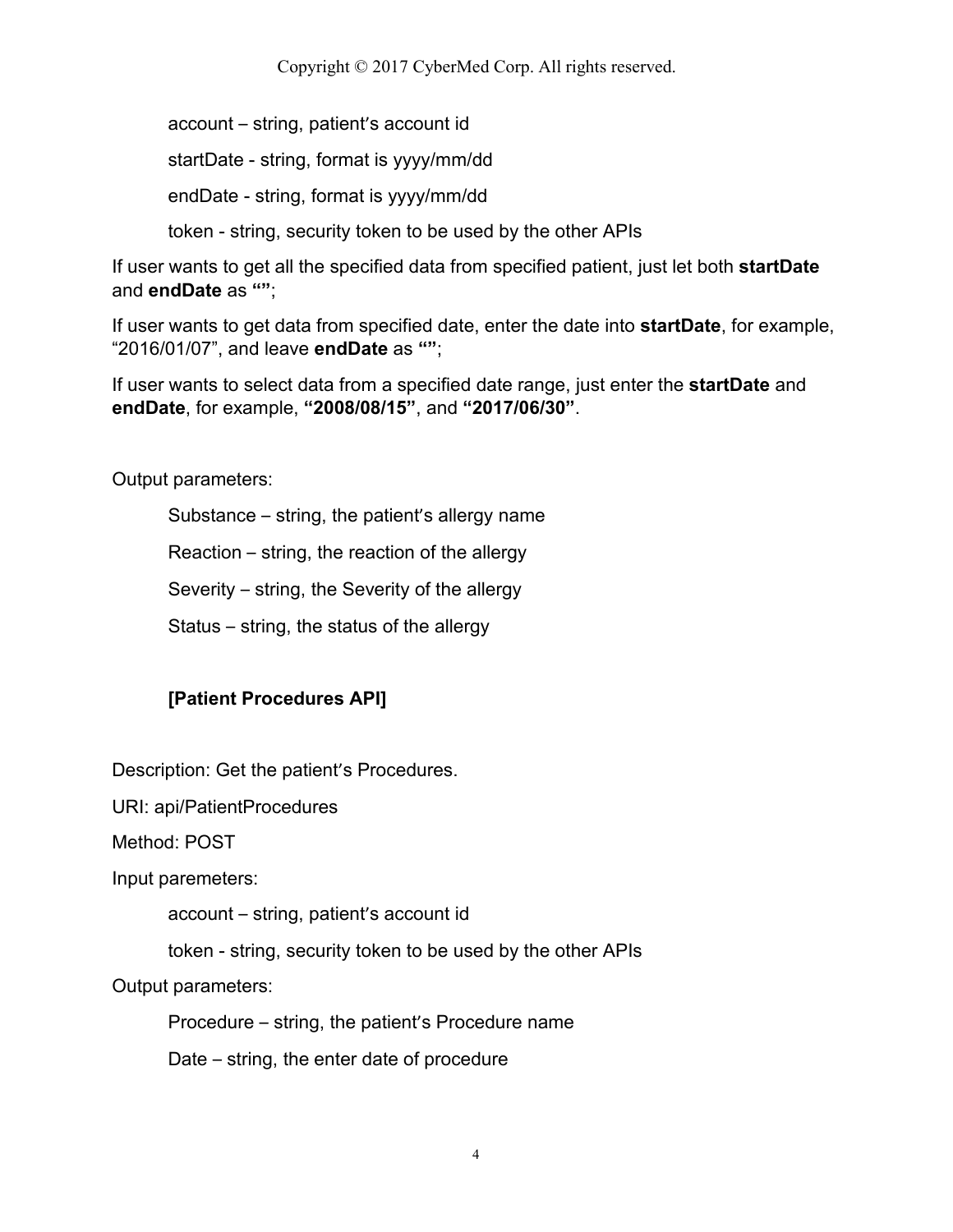account – string, patient's account id

startDate - string, format is yyyy/mm/dd

endDate - string, format is yyyy/mm/dd

token - string, security token to be used by the other APIs

If user wants to get all the specified data from specified patient, just let both **startDate** and **endDate** as **""**;

If user wants to get data from specified date, enter the date into **startDate**, for example, "2016/01/07", and leave **endDate** as **""**;

If user wants to select data from a specified date range, just enter the **startDate** and **endDate**, for example, **"2008/08/15"**, and **"2017/06/30"**.

Output parameters:

Substance – string, the patient's allergy name

Reaction – string, the reaction of the allergy

Severity – string, the Severity of the allergy

Status – string, the status of the allergy

**[Patient Procedures API]**

Description: Get the patient's Procedures.

URI: api/PatientProcedures

Method: POST

Input paremeters:

account – string, patient's account id

token - string, security token to be used by the other APIs

Output parameters:

Procedure – string, the patient's Procedure name

Date – string, the enter date of procedure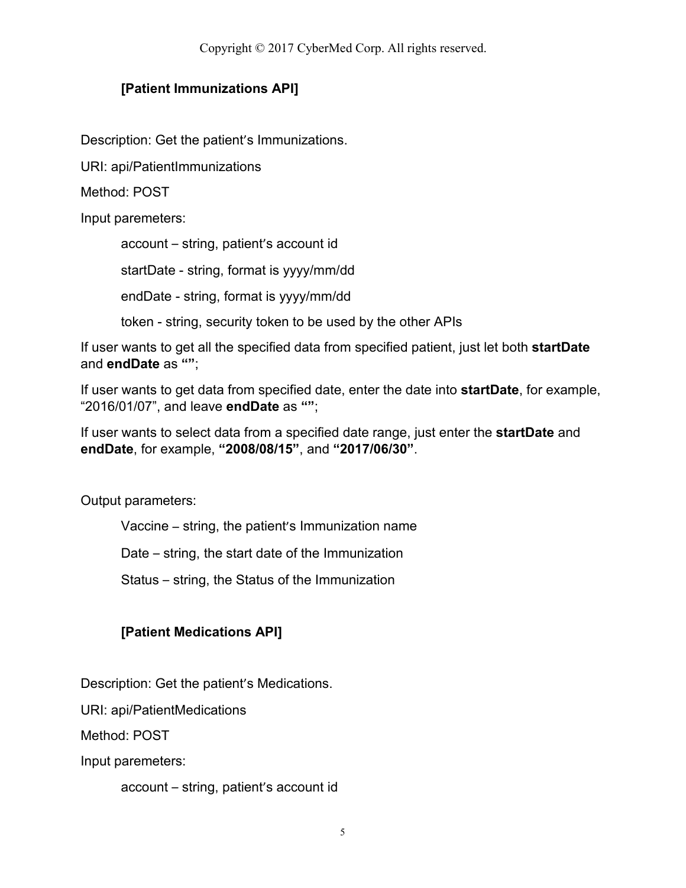### [Patient Immunizations API]

Description: Get the patient's Immunizations.

URI: api/PatientImmunizations

Method: POST

Input paremeters:

- account – string, patient's account id
- startDate - string, format is yyyy/mm/dd
- endDate - string, format is yyyy/mm/dd
- token - string, security token to be used by the other APIs

If user wants to get all the specified data from specified patient, just let both **startDate** and **endDate** as **""**;

If user wants to get data from specified date, enter the date into **startDate**, for example, "2016/01/07", and leave **endDate** as **""**;

If user wants to select data from a specified date range, just enter the **startDate** and **endDate**, for example, **"2008/08/15"**, and **"2017/06/30"**.

Output parameters:

- Vaccine – string, the patient's Immunization name
- Date – string, the start date of the Immunization
- Status – string, the Status of the Immunization

### [Patient Medications API]

Description: Get the patient's Medications.

URI: api/PatientMedications

Method: POST

Input paremeters:

- account – string, patient's account id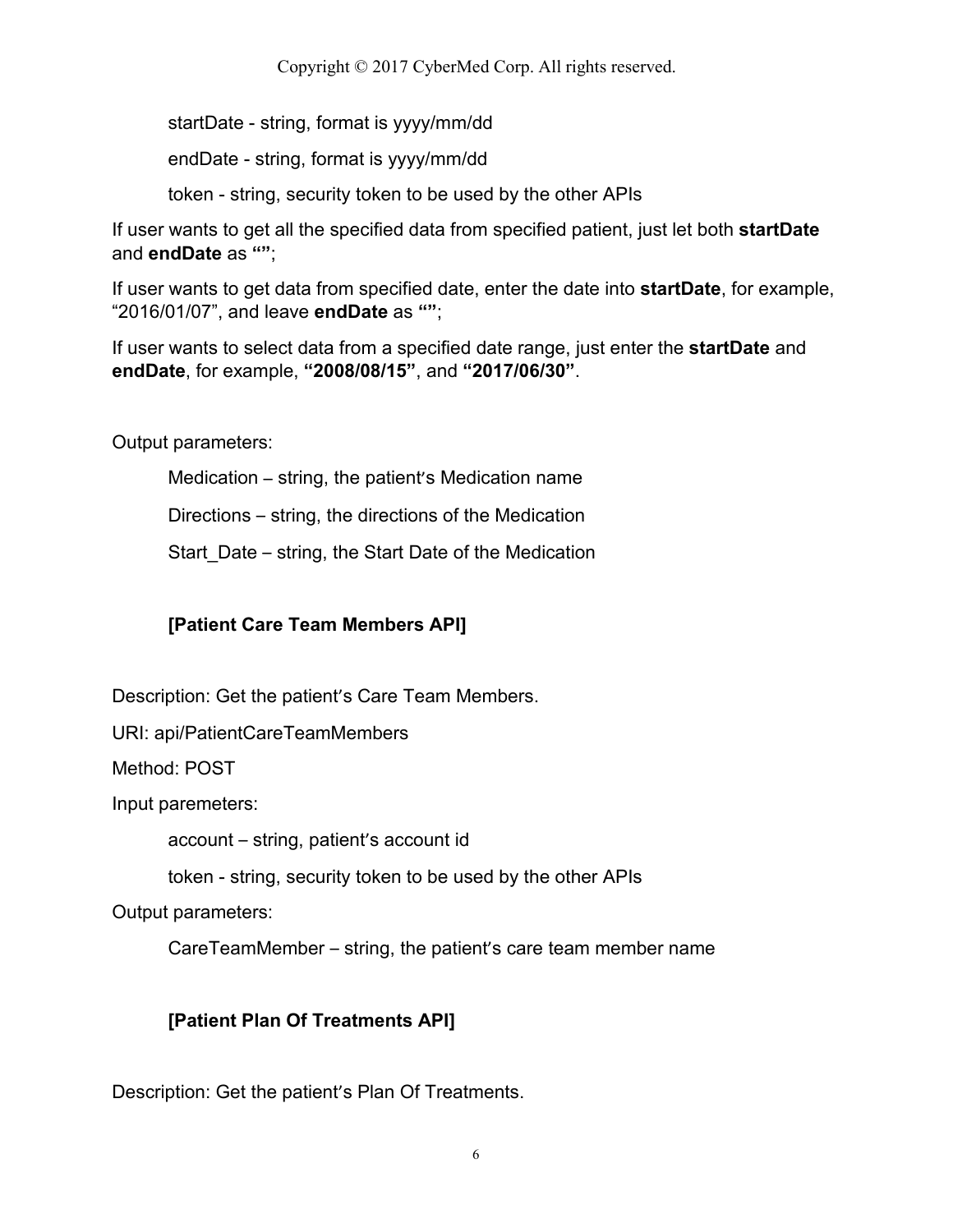startDate - string, format is yyyy/mm/dd

endDate - string, format is yyyy/mm/dd

token - string, security token to be used by the other APIs

If user wants to get all the specified data from specified patient, just let both **startDate** and **endDate** as **“”**;

If user wants to get data from specified date, enter the date into **startDate**, for example, “2016/01/07”, and leave **endDate** as **“”**;

If user wants to select data from a specified date range, just enter the **startDate** and **endDate**, for example, **“2008/08/15”**, and **“2017/06/30”**.

Output parameters:

Medication – string, the patient's Medication name

Directions – string, the directions of the Medication

Start_Date – string, the Start Date of the Medication

**[Patient Care Team Members API]**

Description: Get the patient's Care Team Members.

URI: api/PatientCareTeamMembers

Method: POST

Input paremeters:

account – string, patient's account id

token - string, security token to be used by the other APIs

Output parameters:

CareTeamMember – string, the patient's care team member name

**[Patient Plan Of Treatments API]**

Description: Get the patient's Plan Of Treatments.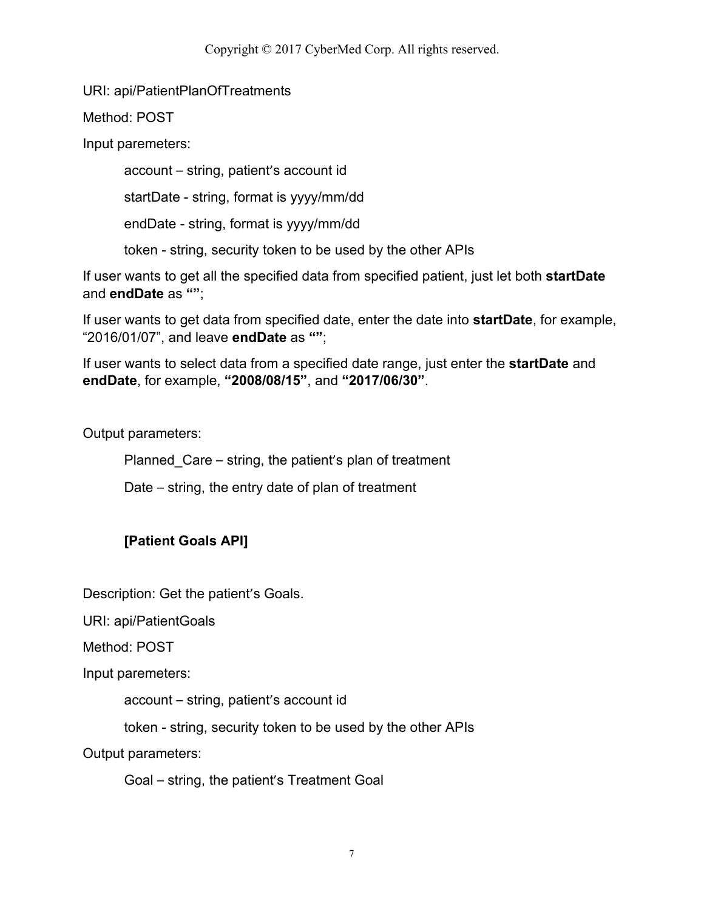URI: api/PatientPlanOfTreatments

Method: POST

Input paremeters:

account – string, patient's account id

startDate - string, format is yyyy/mm/dd

endDate - string, format is yyyy/mm/dd

token - string, security token to be used by the other APIs

If user wants to get all the specified data from specified patient, just let both **startDate** and **endDate** as **""**;

If user wants to get data from specified date, enter the date into **startDate**, for example, "2016/01/07", and leave **endDate** as **""**;

If user wants to select data from a specified date range, just enter the **startDate** and **endDate**, for example, **"2008/08/15"**, and **"2017/06/30"**.

Output parameters:

Planned_Care – string, the patient's plan of treatment

Date – string, the entry date of plan of treatment

**[Patient Goals API]**

Description: Get the patient's Goals.

URI: api/PatientGoals

Method: POST

Input paremeters:

account – string, patient's account id

token - string, security token to be used by the other APIs

Output parameters:

Goal – string, the patient's Treatment Goal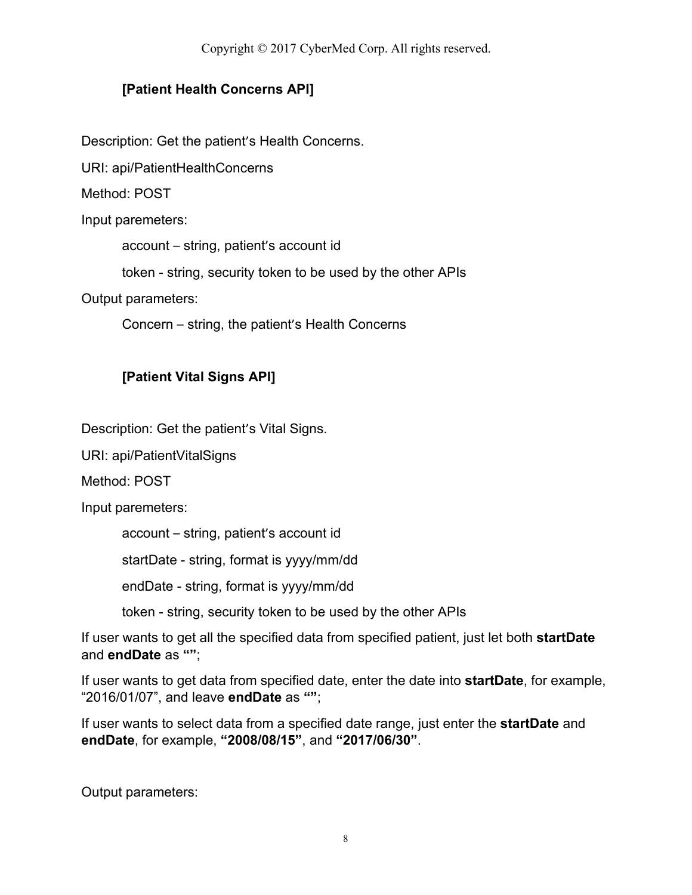### [Patient Health Concerns API]

Description: Get the patient's Health Concerns.

URI: api/PatientHealthConcerns

Method: POST

Input paremeters:

account – string, patient's account id

token - string, security token to be used by the other APIs

Output parameters:

Concern – string, the patient's Health Concerns

### [Patient Vital Signs API]

Description: Get the patient's Vital Signs.

URI: api/PatientVitalSigns

Method: POST

Input paremeters:

account – string, patient's account id

startDate - string, format is yyyy/mm/dd

endDate - string, format is yyyy/mm/dd

token - string, security token to be used by the other APIs

If user wants to get all the specified data from specified patient, just let both **startDate** and **endDate** as **""**;

If user wants to get data from specified date, enter the date into **startDate**, for example, "2016/01/07", and leave **endDate** as **""**;

If user wants to select data from a specified date range, just enter the **startDate** and **endDate**, for example, **"2008/08/15"**, and **"2017/06/30"**.

Output parameters: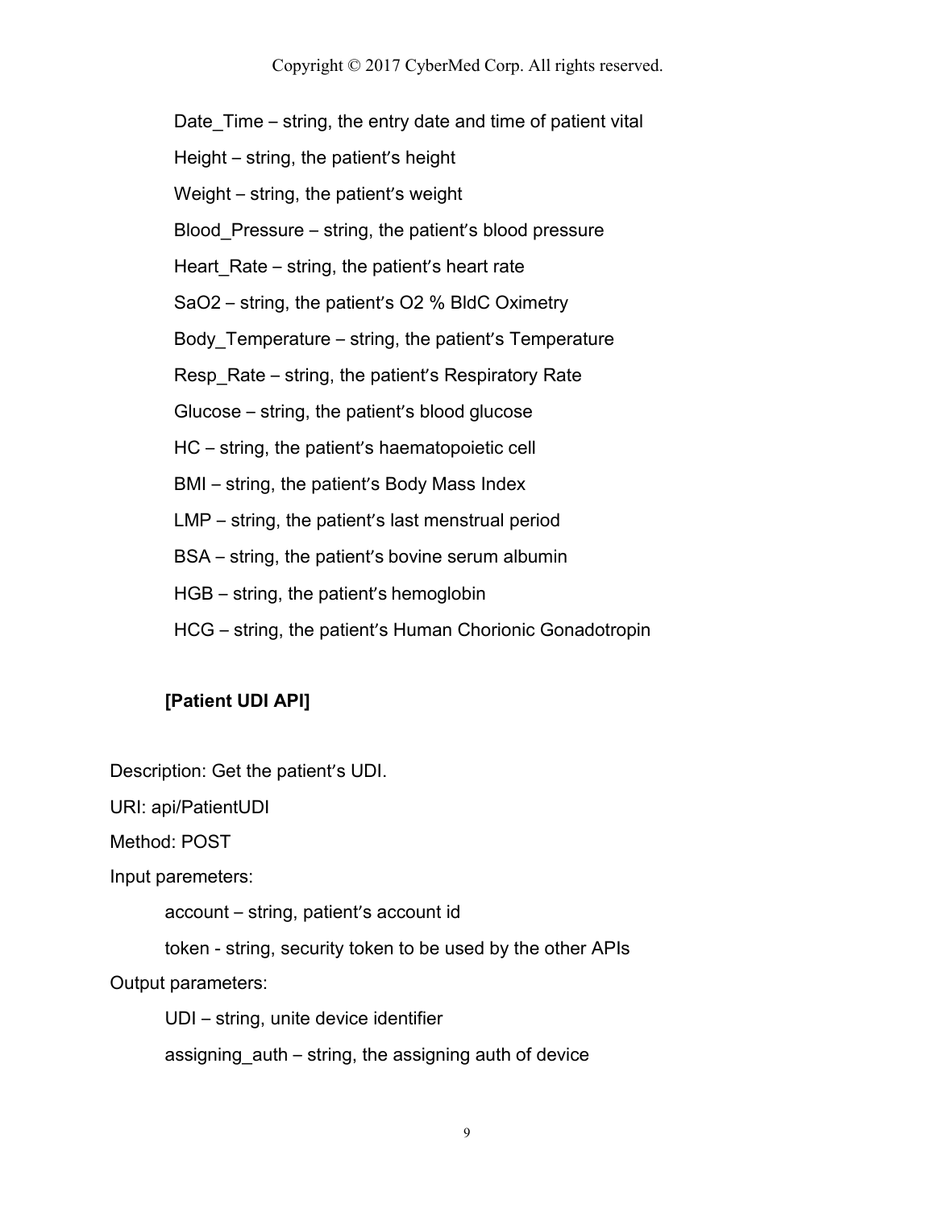Date_Time – string, the entry date and time of patient vital

Height – string, the patient's height

Weight – string, the patient's weight

Blood_Pressure – string, the patient's blood pressure

Heart_Rate – string, the patient's heart rate

SaO2 – string, the patient's O2 % BldC Oximetry

Body_Temperature – string, the patient's Temperature

Resp_Rate – string, the patient's Respiratory Rate

Glucose – string, the patient's blood glucose

HC – string, the patient's haematopoietic cell

BMI – string, the patient's Body Mass Index

LMP – string, the patient's last menstrual period

BSA – string, the patient's bovine serum albumin

HGB – string, the patient's hemoglobin

HCG – string, the patient's Human Chorionic Gonadotropin

**[Patient UDI API]**

Description: Get the patient's UDI.

URI: api/PatientUDI

Method: POST

Input paremeters:

account – string, patient's account id

token - string, security token to be used by the other APIs

Output parameters:

UDI – string, unite device identifier

assigning_auth – string, the assigning auth of device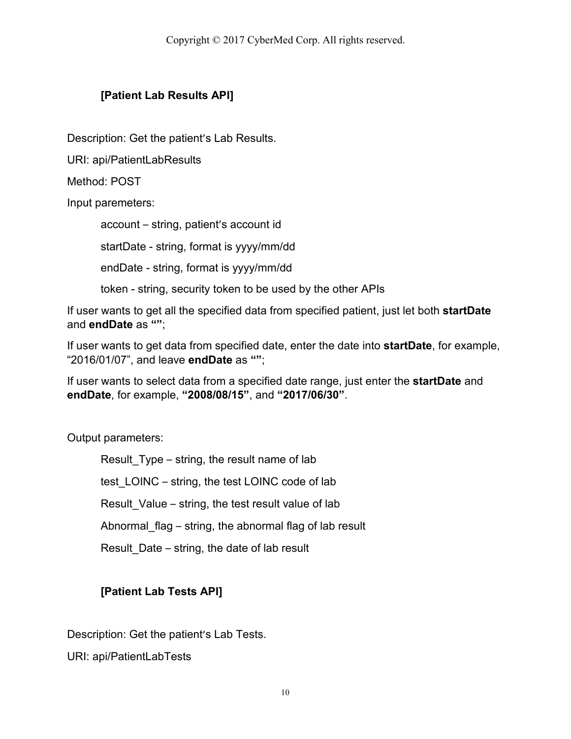### [Patient Lab Results API]

Description: Get the patient's Lab Results.

URI: api/PatientLabResults

Method: POST

Input paremeters:

- account – string, patient's account id
- startDate - string, format is yyyy/mm/dd
- endDate - string, format is yyyy/mm/dd
- token - string, security token to be used by the other APIs

If user wants to get all the specified data from specified patient, just let both **startDate** and **endDate** as **""**;

If user wants to get data from specified date, enter the date into **startDate**, for example, "2016/01/07", and leave **endDate** as **""**;

If user wants to select data from a specified date range, just enter the **startDate** and **endDate**, for example, **"2008/08/15"**, and **"2017/06/30"**.

Output parameters:

- Result_Type – string, the result name of lab
- test_LOINC – string, the test LOINC code of lab
- Result_Value – string, the test result value of lab
- Abnormal_flag – string, the abnormal flag of lab result
- Result_Date – string, the date of lab result

### [Patient Lab Tests API]

Description: Get the patient's Lab Tests.

URI: api/PatientLabTests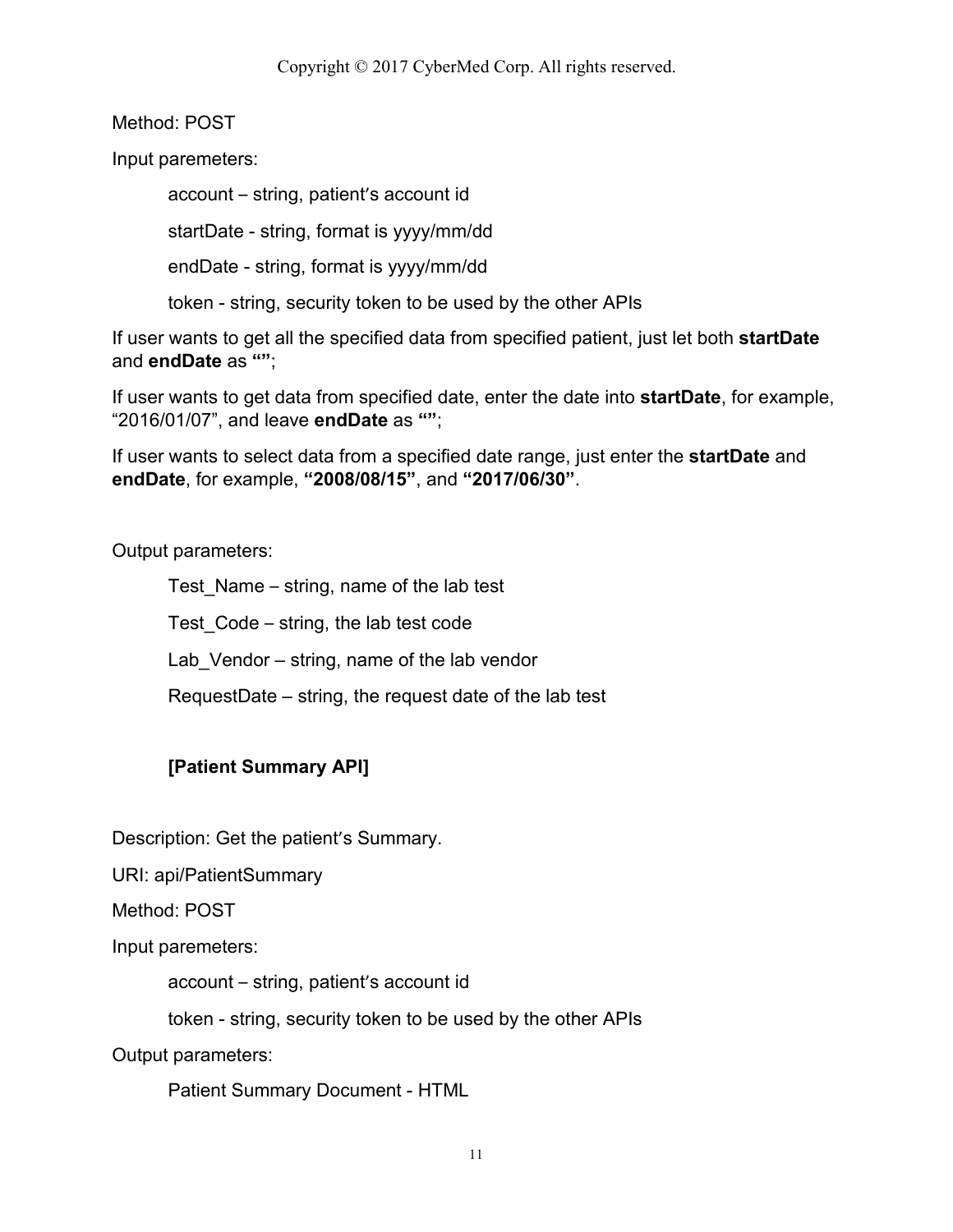Method: POST

Input paremeters:

account – string, patient's account id

startDate - string, format is yyyy/mm/dd

endDate - string, format is yyyy/mm/dd

token - string, security token to be used by the other APIs

If user wants to get all the specified data from specified patient, just let both **startDate** and **endDate** as **""**;

If user wants to get data from specified date, enter the date into **startDate**, for example, "2016/01/07", and leave **endDate** as **""**;

If user wants to select data from a specified date range, just enter the **startDate** and **endDate**, for example, **"2008/08/15"**, and **"2017/06/30"**.

Output parameters:

Test_Name – string, name of the lab test

Test_Code – string, the lab test code

Lab_Vendor – string, name of the lab vendor

RequestDate – string, the request date of the lab test

**[Patient Summary API]**

Description: Get the patient's Summary.

URI: api/PatientSummary

Method: POST

Input paremeters:

account – string, patient's account id

token - string, security token to be used by the other APIs

Output parameters:

Patient Summary Document - HTML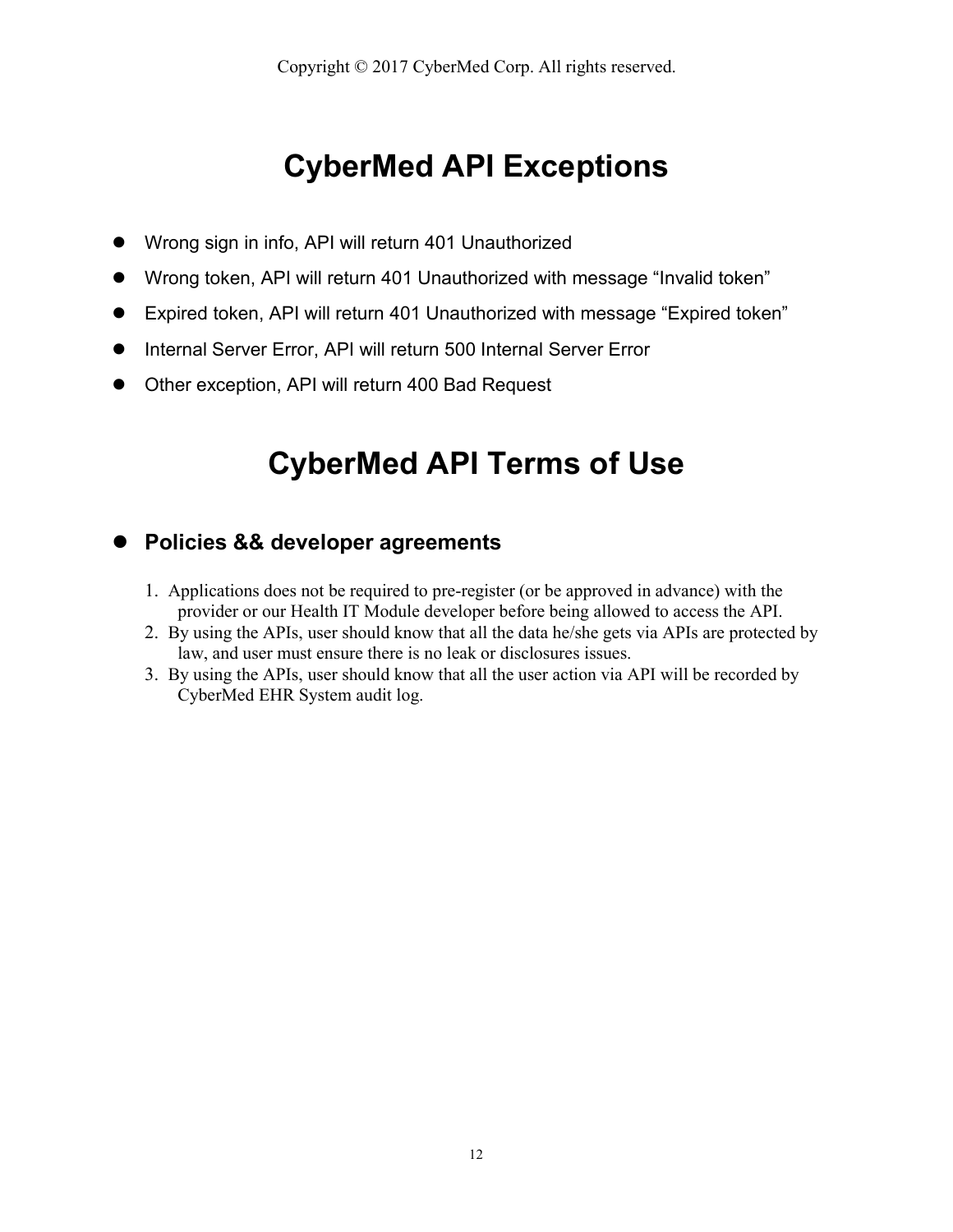# CyberMed API Exceptions

- Wrong sign in info, API will return 401 Unauthorized
- Wrong token, API will return 401 Unauthorized with message “Invalid token”
- Expired token, API will return 401 Unauthorized with message “Expired token”
- Internal Server Error, API will return 500 Internal Server Error
- Other exception, API will return 400 Bad Request

# CyberMed API Terms of Use

- **Policies && developer agreements**

1. Applications does not be required to pre-register (or be approved in advance) with the provider or our Health IT Module developer before being allowed to access the API.
2. By using the APIs, user should know that all the data he/she gets via APIs are protected by law, and user must ensure there is no leak or disclosures issues.
3. By using the APIs, user should know that all the user action via API will be recorded by CyberMed EHR System audit log.